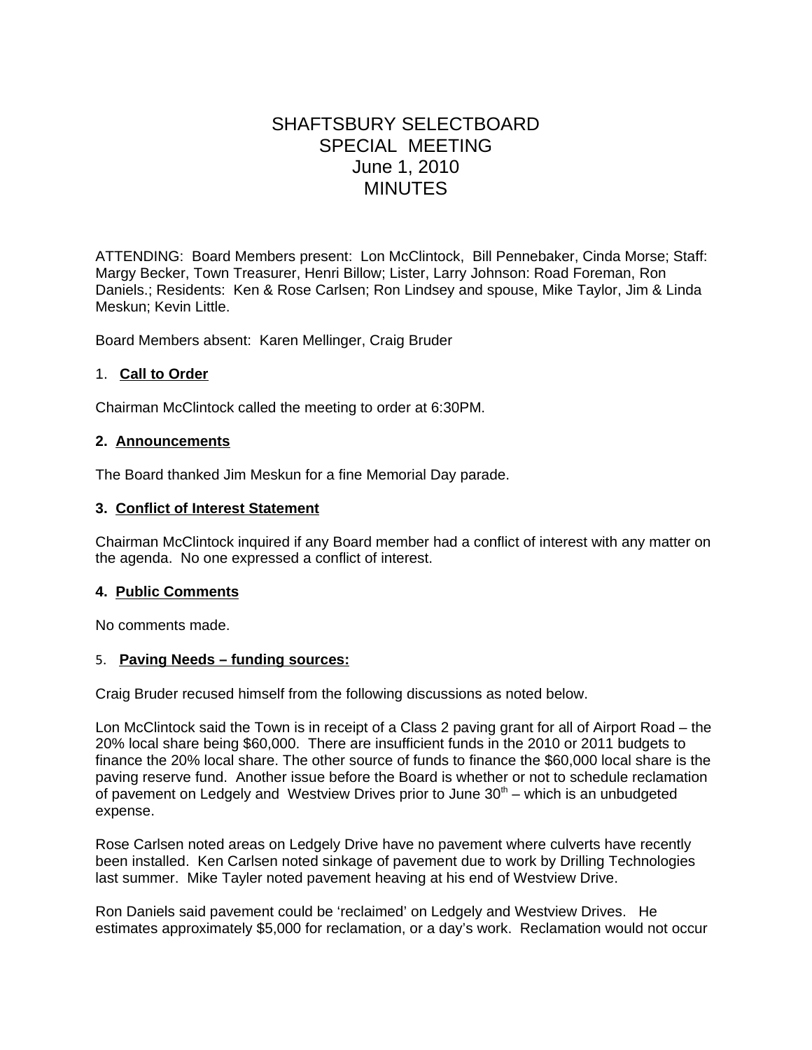# SHAFTSBURY SELECTBOARD
# SPECIAL MEETING
# June 1, 2010
# MINUTES

ATTENDING: Board Members present: Lon McClintock, Bill Pennebaker, Cinda Morse; Staff: Margy Becker, Town Treasurer, Henri Billow; Lister, Larry Johnson: Road Foreman, Ron Daniels.; Residents: Ken & Rose Carlsen; Ron Lindsey and spouse, Mike Taylor, Jim & Linda Meskun; Kevin Little.

Board Members absent: Karen Mellinger, Craig Bruder

## 1. Call to Order

Chairman McClintock called the meeting to order at 6:30PM.

## 2. Announcements

The Board thanked Jim Meskun for a fine Memorial Day parade.

## 3. Conflict of Interest Statement

Chairman McClintock inquired if any Board member had a conflict of interest with any matter on the agenda. No one expressed a conflict of interest.

## 4. Public Comments

No comments made.

## 5. Paving Needs – funding sources:

Craig Bruder recused himself from the following discussions as noted below.

Lon McClintock said the Town is in receipt of a Class 2 paving grant for all of Airport Road – the 20% local share being $60,000. There are insufficient funds in the 2010 or 2011 budgets to finance the 20% local share. The other source of funds to finance the $60,000 local share is the paving reserve fund. Another issue before the Board is whether or not to schedule reclamation of pavement on Ledgely and Westview Drives prior to June 30th – which is an unbudgeted expense.

Rose Carlsen noted areas on Ledgely Drive have no pavement where culverts have recently been installed. Ken Carlsen noted sinkage of pavement due to work by Drilling Technologies last summer. Mike Tayler noted pavement heaving at his end of Westview Drive.

Ron Daniels said pavement could be 'reclaimed' on Ledgely and Westview Drives. He estimates approximately $5,000 for reclamation, or a day's work. Reclamation would not occur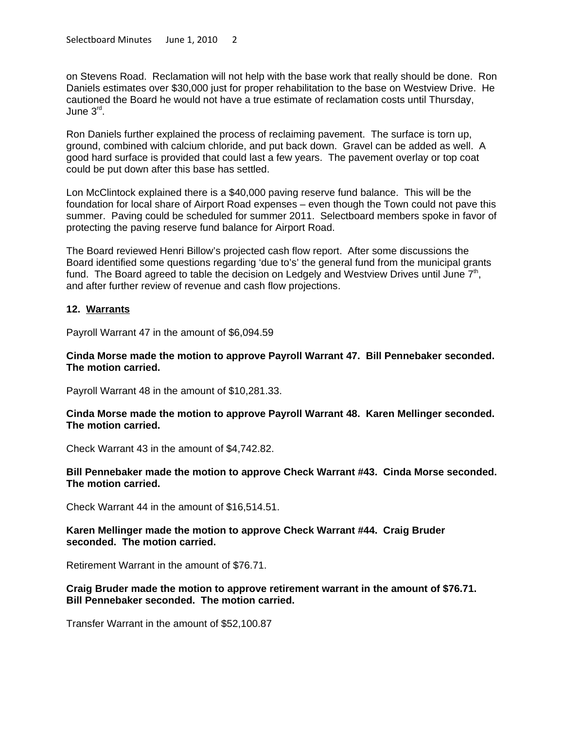on Stevens Road. Reclamation will not help with the base work that really should be done. Ron Daniels estimates over $30,000 just for proper rehabilitation to the base on Westview Drive. He cautioned the Board he would not have a true estimate of reclamation costs until Thursday, June 3rd.

Ron Daniels further explained the process of reclaiming pavement. The surface is torn up, ground, combined with calcium chloride, and put back down. Gravel can be added as well. A good hard surface is provided that could last a few years. The pavement overlay or top coat could be put down after this base has settled.

Lon McClintock explained there is a $40,000 paving reserve fund balance. This will be the foundation for local share of Airport Road expenses – even though the Town could not pave this summer. Paving could be scheduled for summer 2011. Selectboard members spoke in favor of protecting the paving reserve fund balance for Airport Road.

The Board reviewed Henri Billow's projected cash flow report. After some discussions the Board identified some questions regarding 'due to's' the general fund from the municipal grants fund. The Board agreed to table the decision on Ledgely and Westview Drives until June 7th, and after further review of revenue and cash flow projections.

### 12. Warrants

Payroll Warrant 47 in the amount of $6,094.59

**Cinda Morse made the motion to approve Payroll Warrant 47. Bill Pennebaker seconded. The motion carried.**

Payroll Warrant 48 in the amount of $10,281.33.

**Cinda Morse made the motion to approve Payroll Warrant 48. Karen Mellinger seconded. The motion carried.**

Check Warrant 43 in the amount of $4,742.82.

**Bill Pennebaker made the motion to approve Check Warrant #43. Cinda Morse seconded. The motion carried.**

Check Warrant 44 in the amount of $16,514.51.

**Karen Mellinger made the motion to approve Check Warrant #44. Craig Bruder seconded. The motion carried.**

Retirement Warrant in the amount of $76.71.

**Craig Bruder made the motion to approve retirement warrant in the amount of $76.71. Bill Pennebaker seconded. The motion carried.**

Transfer Warrant in the amount of $52,100.87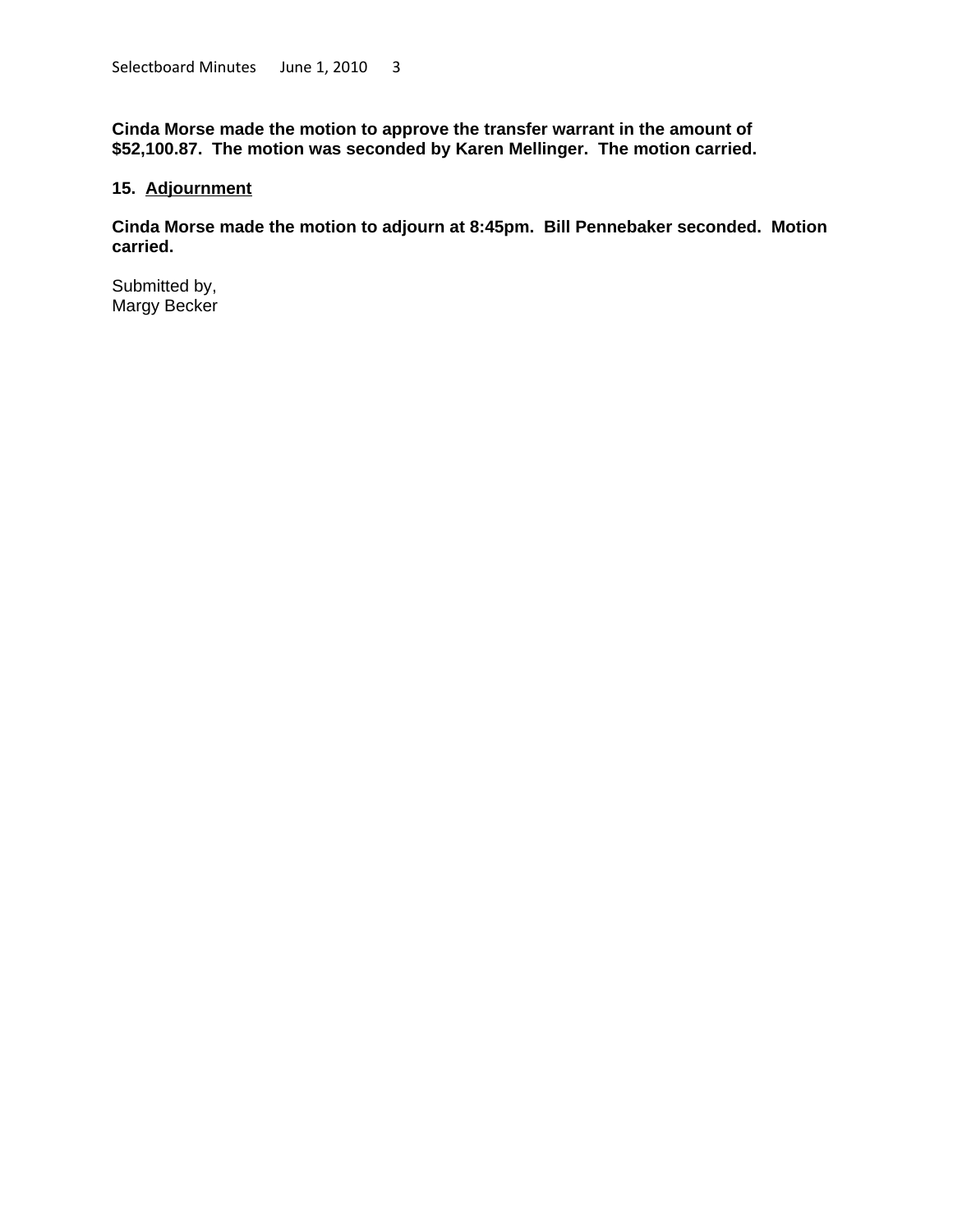**Cinda Morse made the motion to approve the transfer warrant in the amount of $52,100.87. The motion was seconded by Karen Mellinger. The motion carried.**

**15. Adjournment**

**Cinda Morse made the motion to adjourn at 8:45pm. Bill Pennebaker seconded. Motion carried.**

Submitted by,
Margy Becker